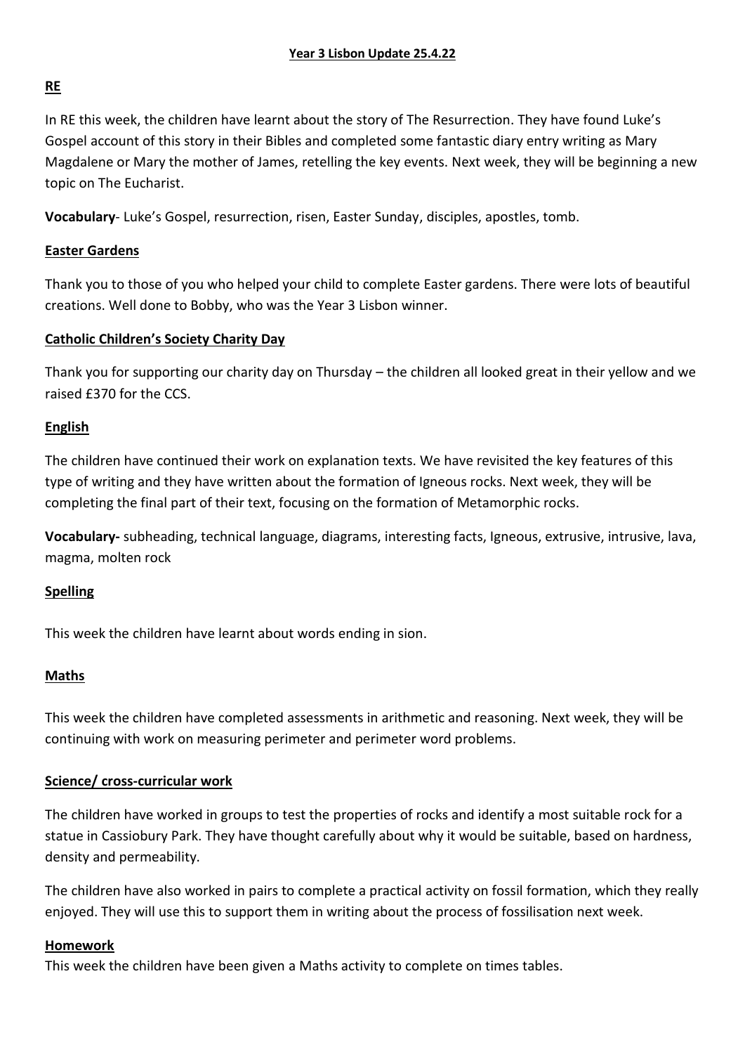# Year 3 Lisbon Update 25.4.22

## RE

In RE this week, the children have learnt about the story of The Resurrection. They have found Luke's Gospel account of this story in their Bibles and completed some fantastic diary entry writing as Mary Magdalene or Mary the mother of James, retelling the key events. Next week, they will be beginning a new topic on The Eucharist.

**Vocabulary**- Luke's Gospel, resurrection, risen, Easter Sunday, disciples, apostles, tomb.

## Easter Gardens

Thank you to those of you who helped your child to complete Easter gardens. There were lots of beautiful creations. Well done to Bobby, who was the Year 3 Lisbon winner.

## Catholic Children's Society Charity Day

Thank you for supporting our charity day on Thursday – the children all looked great in their yellow and we raised £370 for the CCS.

## English

The children have continued their work on explanation texts. We have revisited the key features of this type of writing and they have written about the formation of Igneous rocks. Next week, they will be completing the final part of their text, focusing on the formation of Metamorphic rocks.

**Vocabulary-** subheading, technical language, diagrams, interesting facts, Igneous, extrusive, intrusive, lava, magma, molten rock

## Spelling

This week the children have learnt about words ending in sion.

## Maths

This week the children have completed assessments in arithmetic and reasoning. Next week, they will be continuing with work on measuring perimeter and perimeter word problems.

## Science/ cross-curricular work

The children have worked in groups to test the properties of rocks and identify a most suitable rock for a statue in Cassiobury Park. They have thought carefully about why it would be suitable, based on hardness, density and permeability.

The children have also worked in pairs to complete a practical activity on fossil formation, which they really enjoyed. They will use this to support them in writing about the process of fossilisation next week.

## Homework

This week the children have been given a Maths activity to complete on times tables.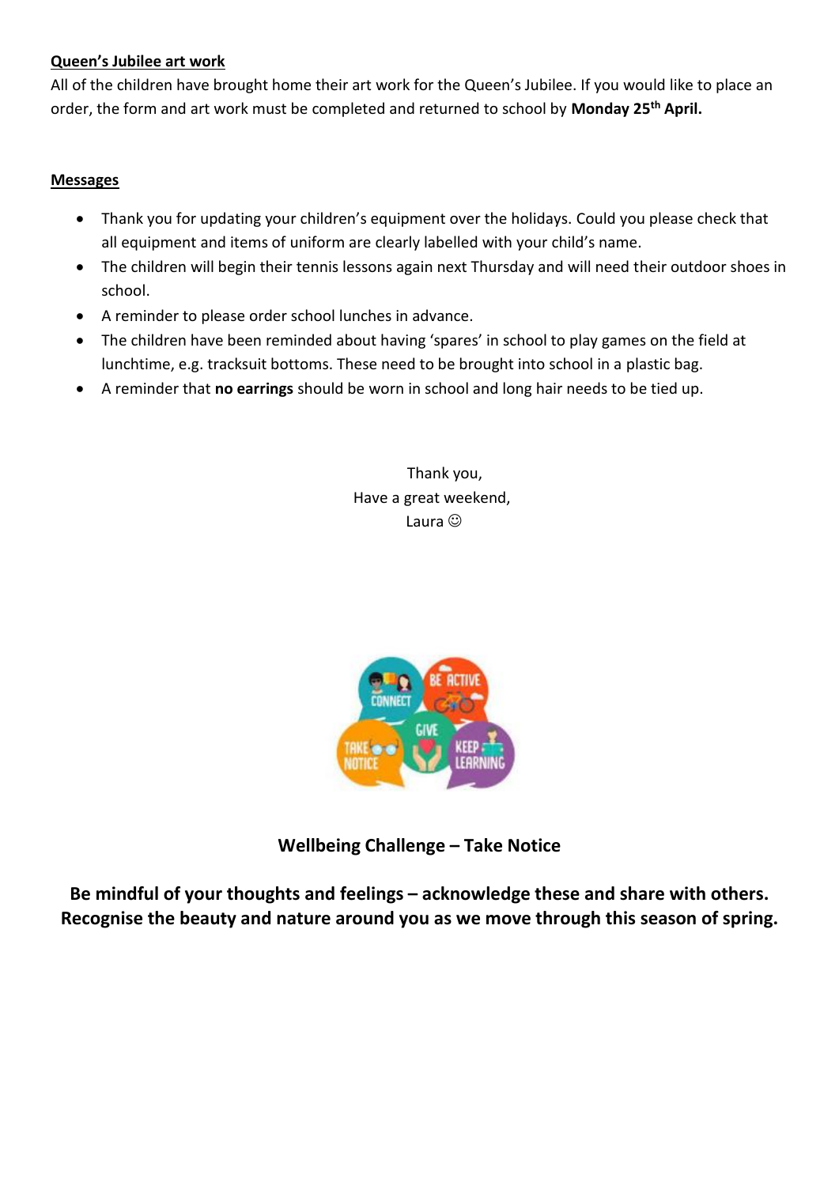**Queen's Jubilee art work**

All of the children have brought home their art work for the Queen's Jubilee. If you would like to place an order, the form and art work must be completed and returned to school by **Monday 25th April.**

**Messages**

- Thank you for updating your children's equipment over the holidays. Could you please check that all equipment and items of uniform are clearly labelled with your child's name.
- The children will begin their tennis lessons again next Thursday and will need their outdoor shoes in school.
- A reminder to please order school lunches in advance.
- The children have been reminded about having 'spares' in school to play games on the field at lunchtime, e.g. tracksuit bottoms. These need to be brought into school in a plastic bag.
- A reminder that **no earrings** should be worn in school and long hair needs to be tied up.

Thank you,
Have a great weekend,
Laura ☺

CONNECT
BE ACTIVE
GIVE
TAKE NOTICE
KEEP LEARNING

**Wellbeing Challenge – Take Notice**

**Be mindful of your thoughts and feelings – acknowledge these and share with others. Recognise the beauty and nature around you as we move through this season of spring.**